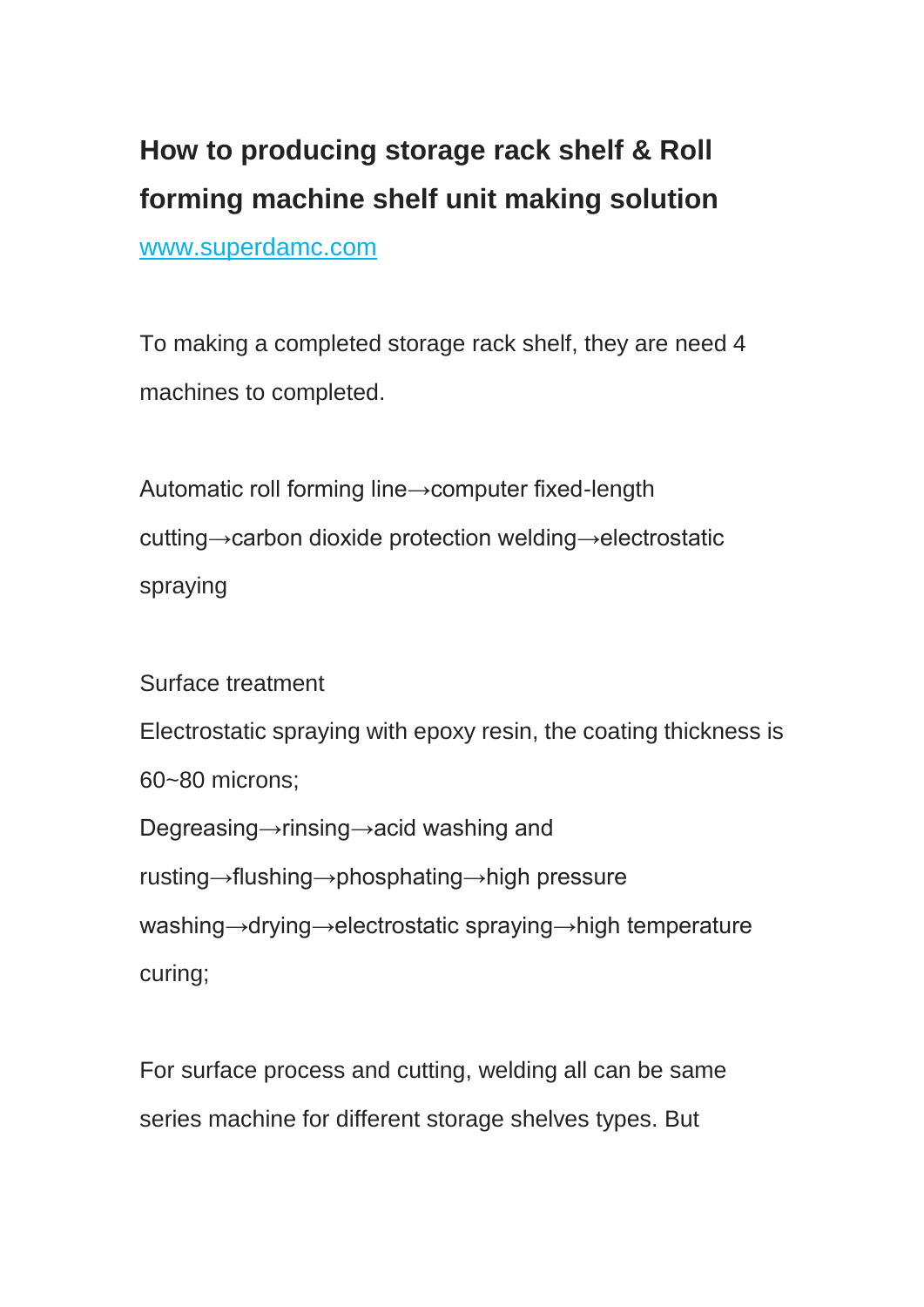# How to producing storage rack shelf & Roll forming machine shelf unit making solution

[www.superdamc.com](http://www.superdamc.com)

To making a completed storage rack shelf, they are need 4 machines to completed.

Automatic roll forming line→computer fixed-length cutting→carbon dioxide protection welding→electrostatic spraying

Surface treatment

Electrostatic spraying with epoxy resin, the coating thickness is 60~80 microns;

Degreasing→rinsing→acid washing and rusting→flushing→phosphating→high pressure washing→drying→electrostatic spraying→high temperature curing;

For surface process and cutting, welding all can be same series machine for different storage shelves types. But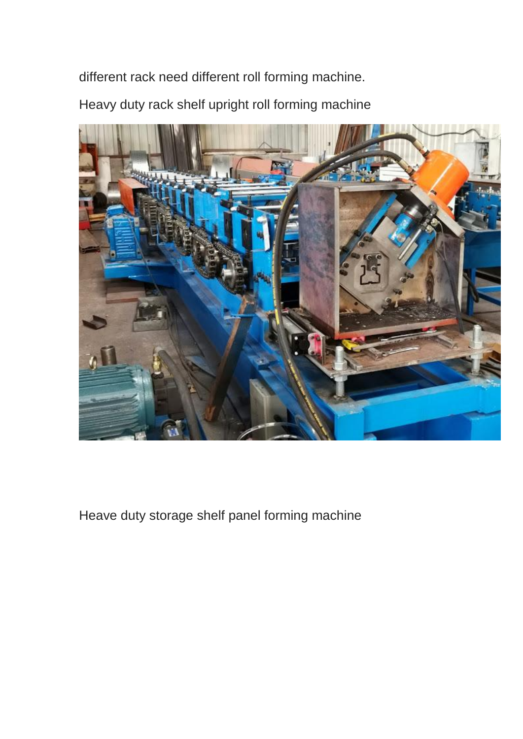different rack need different roll forming machine.

Heavy duty rack shelf upright roll forming machine

Heave duty storage shelf panel forming machine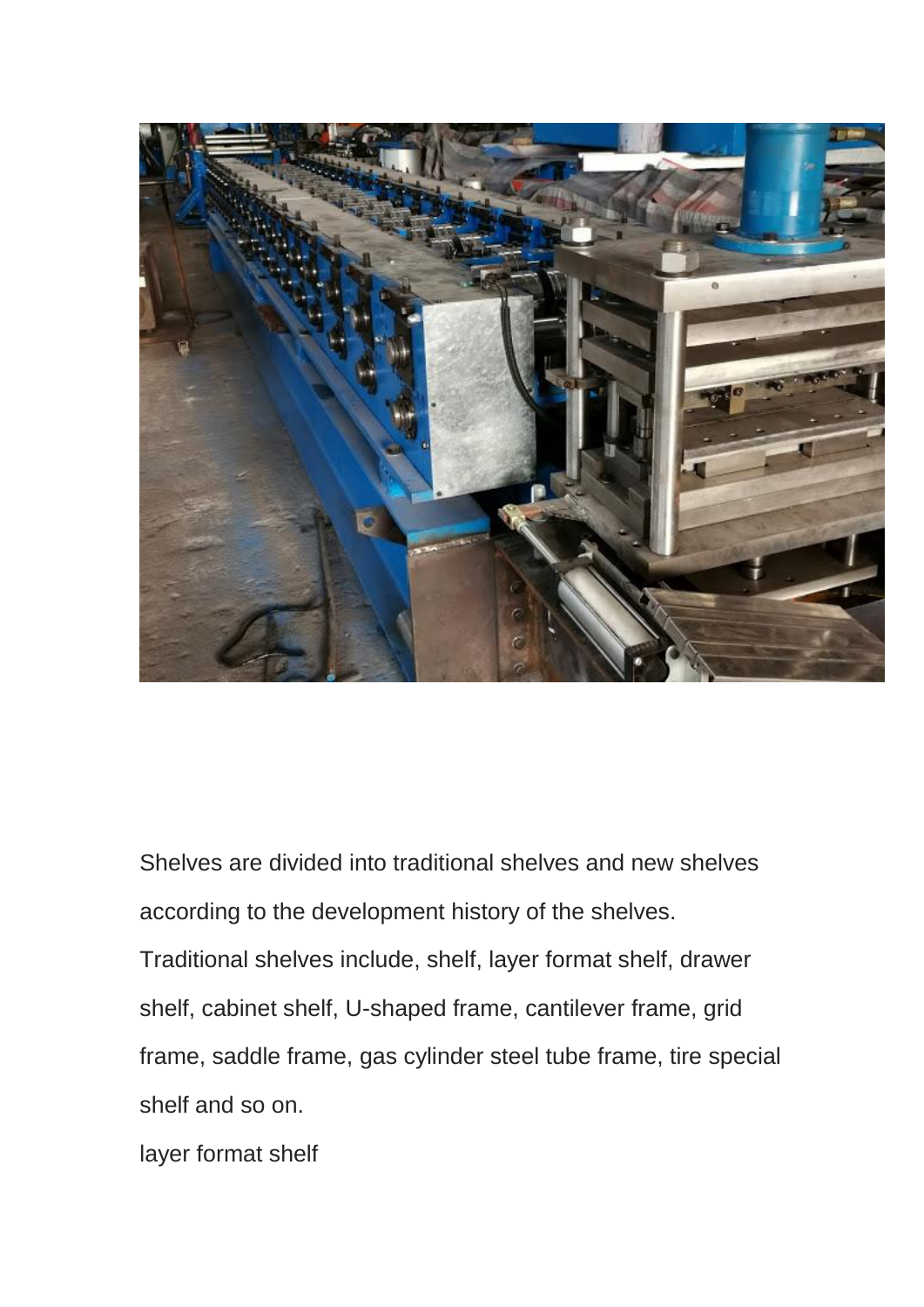Shelves are divided into traditional shelves and new shelves according to the development history of the shelves.

Traditional shelves include, shelf, layer format shelf, drawer shelf, cabinet shelf, U-shaped frame, cantilever frame, grid frame, saddle frame, gas cylinder steel tube frame, tire special shelf and so on.

layer format shelf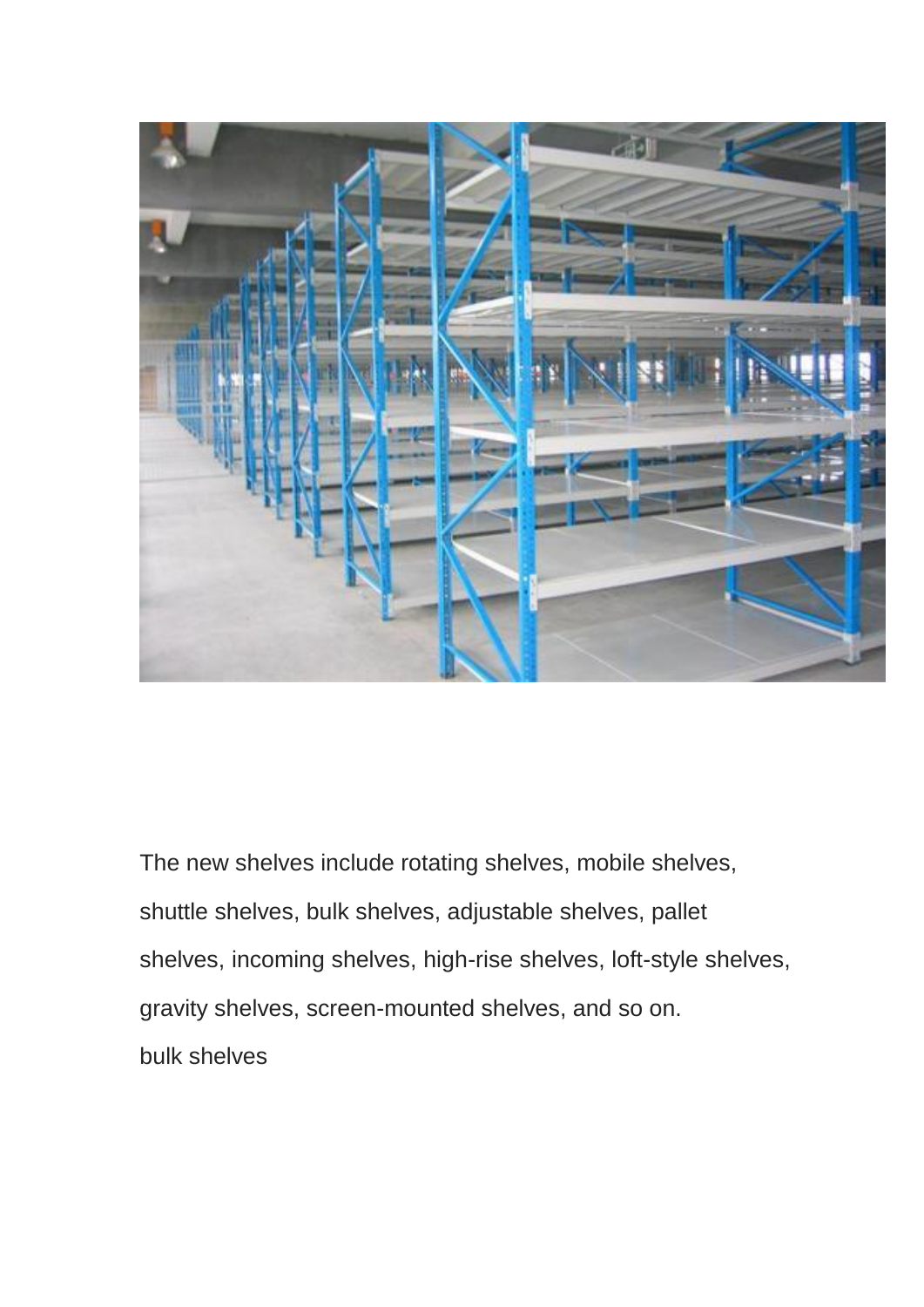The new shelves include rotating shelves, mobile shelves, shuttle shelves, bulk shelves, adjustable shelves, pallet shelves, incoming shelves, high-rise shelves, loft-style shelves, gravity shelves, screen-mounted shelves, and so on.

bulk shelves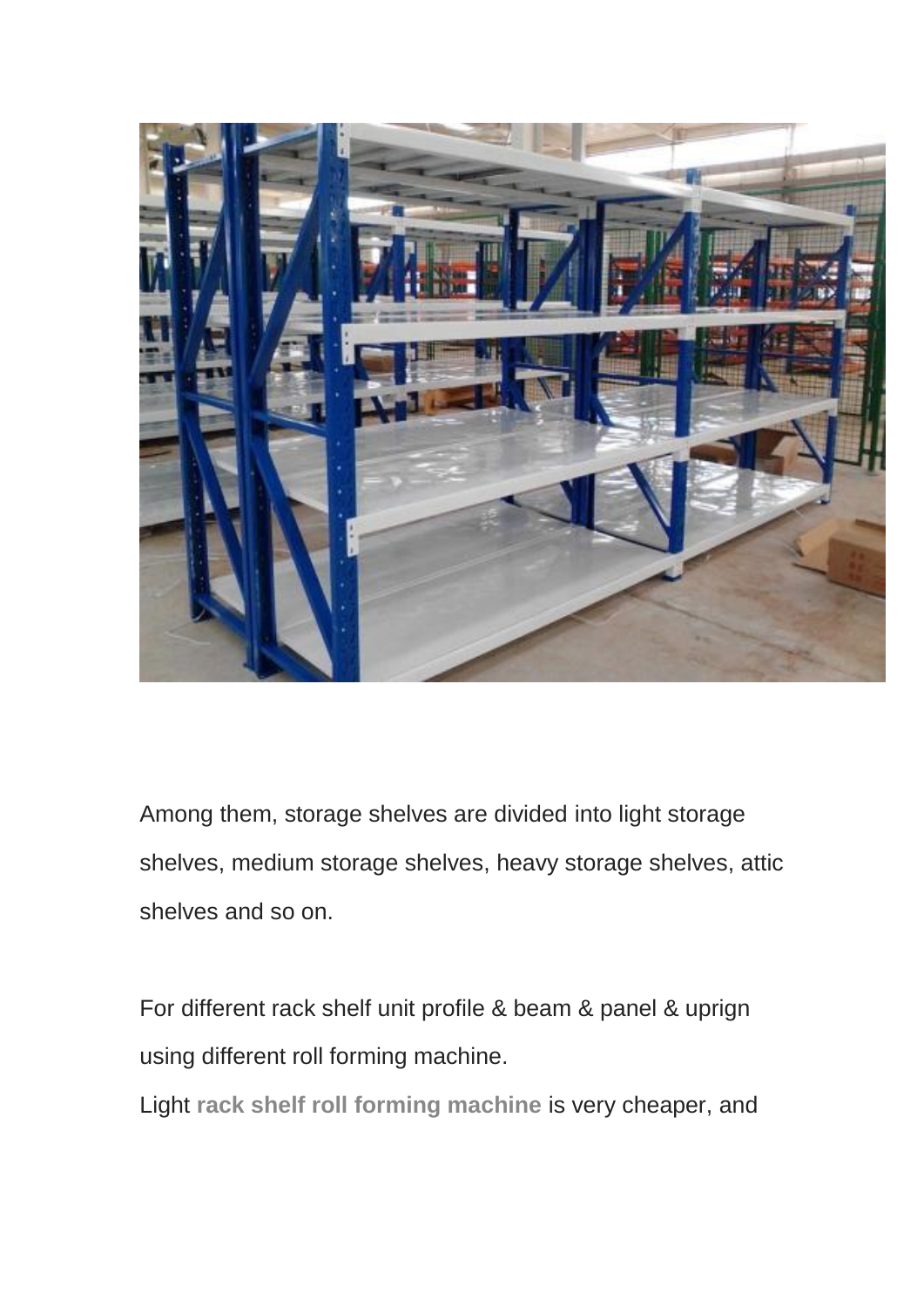Among them, storage shelves are divided into light storage shelves, medium storage shelves, heavy storage shelves, attic shelves and so on.

For different rack shelf unit profile & beam & panel & uprign using different roll forming machine.

Light **rack shelf roll forming machine** is very cheaper, and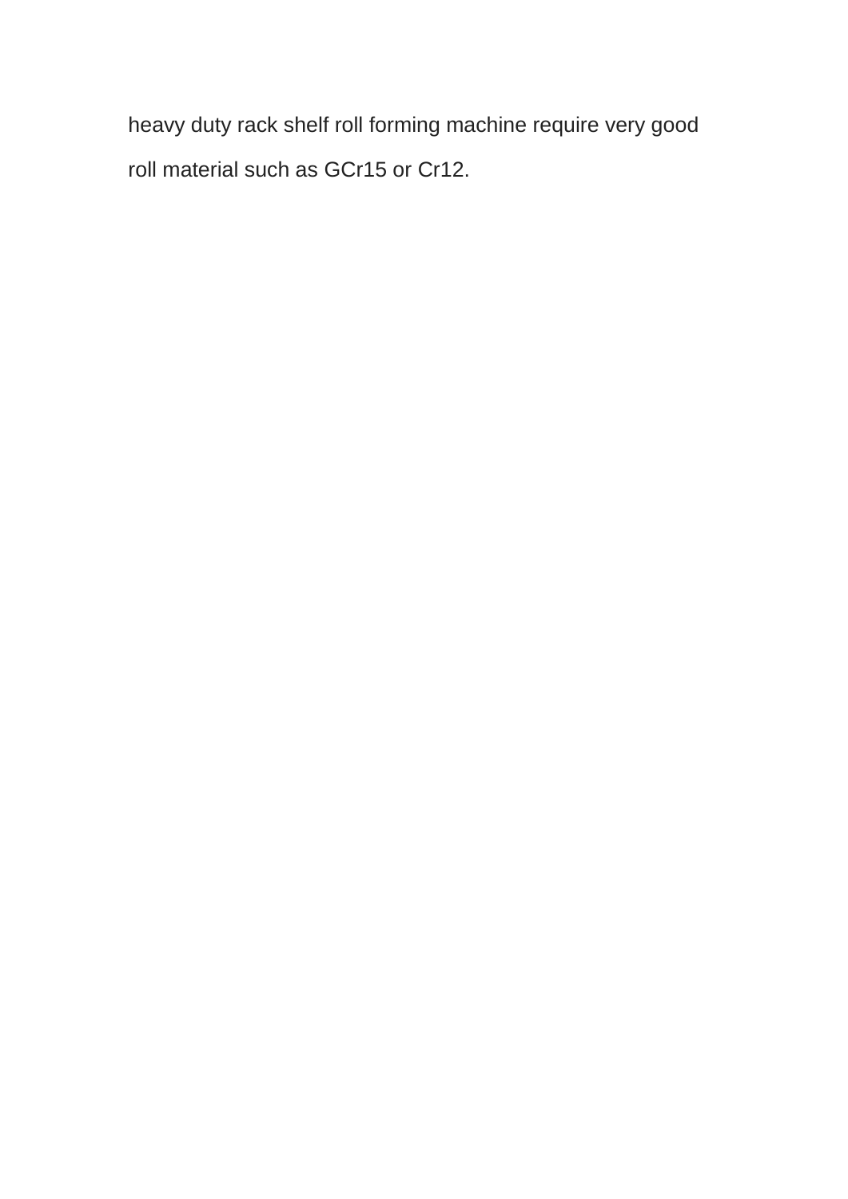heavy duty rack shelf roll forming machine require very good roll material such as GCr15 or Cr12.